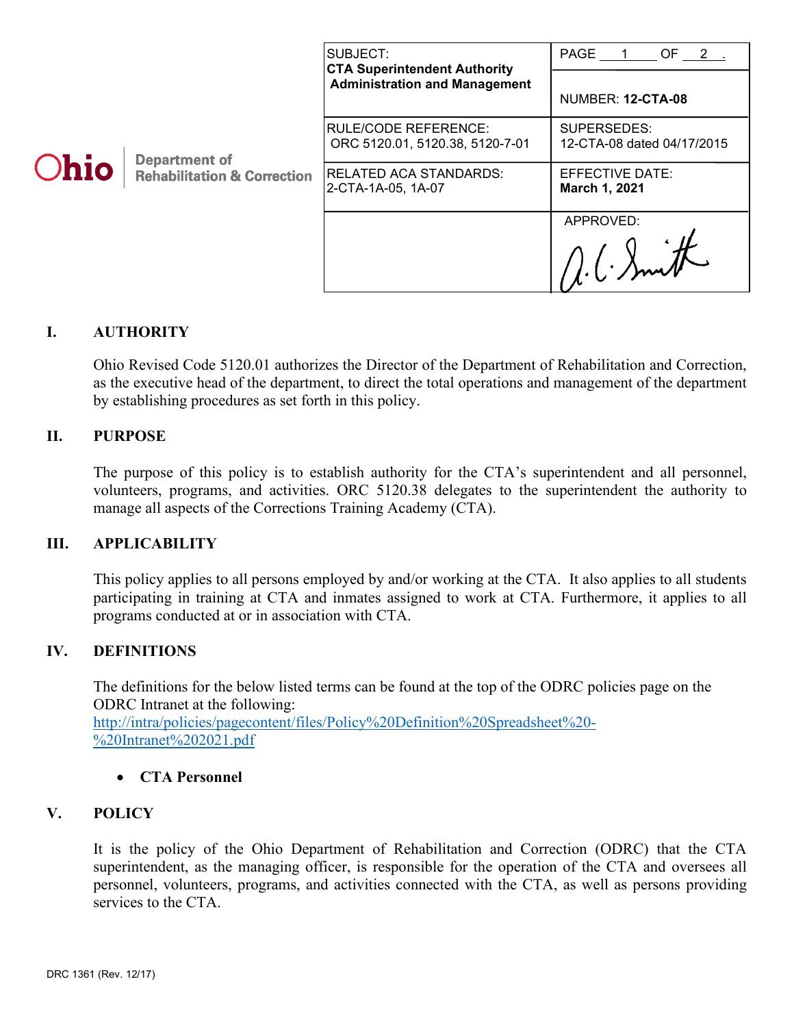Ohio Department of Rehabilitation & Correction

| SUBJECT: **CTA Superintendent Authority Administration and Management** | PAGE 1 OF 2. NUMBER: **12-CTA-08** |
| --- | --- |
| RULE/CODE REFERENCE: ORC 5120.01, 5120.38, 5120-7-01 | SUPERSEDES: 12-CTA-08 dated 04/17/2015 |
| RELATED ACA STANDARDS: 2-CTA-1A-05, 1A-07 | EFFECTIVE DATE: **March 1, 2021** |
| | APPROVED: A. C. Smith |

## I. AUTHORITY

Ohio Revised Code 5120.01 authorizes the Director of the Department of Rehabilitation and Correction, as the executive head of the department, to direct the total operations and management of the department by establishing procedures as set forth in this policy.

## II. PURPOSE

The purpose of this policy is to establish authority for the CTA's superintendent and all personnel, volunteers, programs, and activities. ORC 5120.38 delegates to the superintendent the authority to manage all aspects of the Corrections Training Academy (CTA).

## III. APPLICABILITY

This policy applies to all persons employed by and/or working at the CTA. It also applies to all students participating in training at CTA and inmates assigned to work at CTA. Furthermore, it applies to all programs conducted at or in association with CTA.

## IV. DEFINITIONS

The definitions for the below listed terms can be found at the top of the ODRC policies page on the ODRC Intranet at the following:
http://intra/policies/pagecontent/files/Policy%20Definition%20Spreadsheet%20-%20Intranet%202021.pdf

- **CTA Personnel**

## V. POLICY

It is the policy of the Ohio Department of Rehabilitation and Correction (ODRC) that the CTA superintendent, as the managing officer, is responsible for the operation of the CTA and oversees all personnel, volunteers, programs, and activities connected with the CTA, as well as persons providing services to the CTA.

DRC 1361 (Rev. 12/17)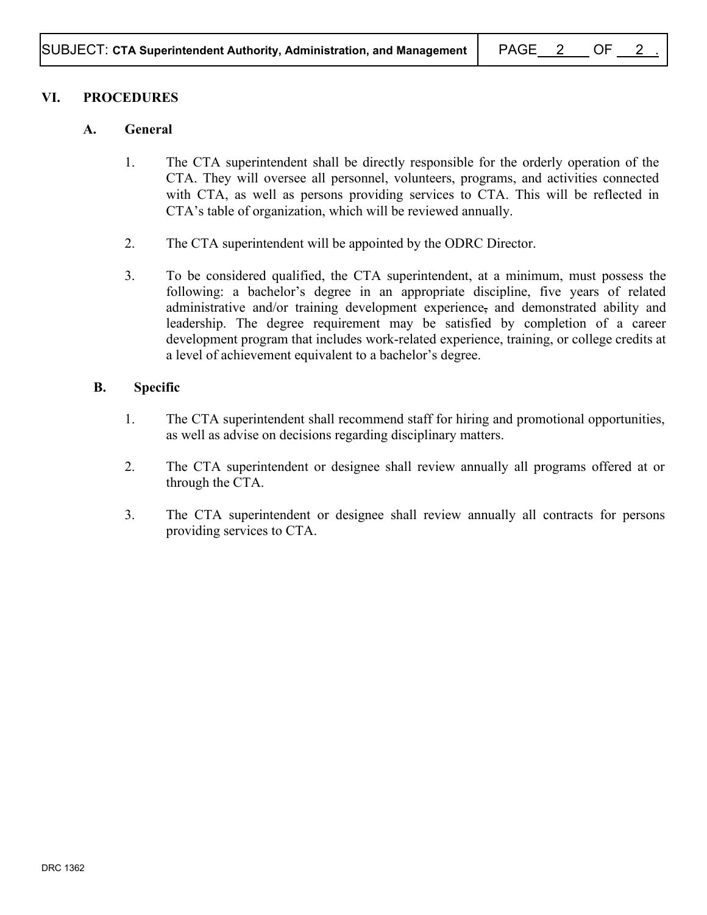## VI. PROCEDURES

### A. General

1. The CTA superintendent shall be directly responsible for the orderly operation of the CTA. They will oversee all personnel, volunteers, programs, and activities connected with CTA, as well as persons providing services to CTA. This will be reflected in CTA's table of organization, which will be reviewed annually.

2. The CTA superintendent will be appointed by the ODRC Director.

3. To be considered qualified, the CTA superintendent, at a minimum, must possess the following: a bachelor's degree in an appropriate discipline, five years of related administrative and/or training development experience, and demonstrated ability and leadership. The degree requirement may be satisfied by completion of a career development program that includes work-related experience, training, or college credits at a level of achievement equivalent to a bachelor's degree.

### B. Specific

1. The CTA superintendent shall recommend staff for hiring and promotional opportunities, as well as advise on decisions regarding disciplinary matters.

2. The CTA superintendent or designee shall review annually all programs offered at or through the CTA.

3. The CTA superintendent or designee shall review annually all contracts for persons providing services to CTA.